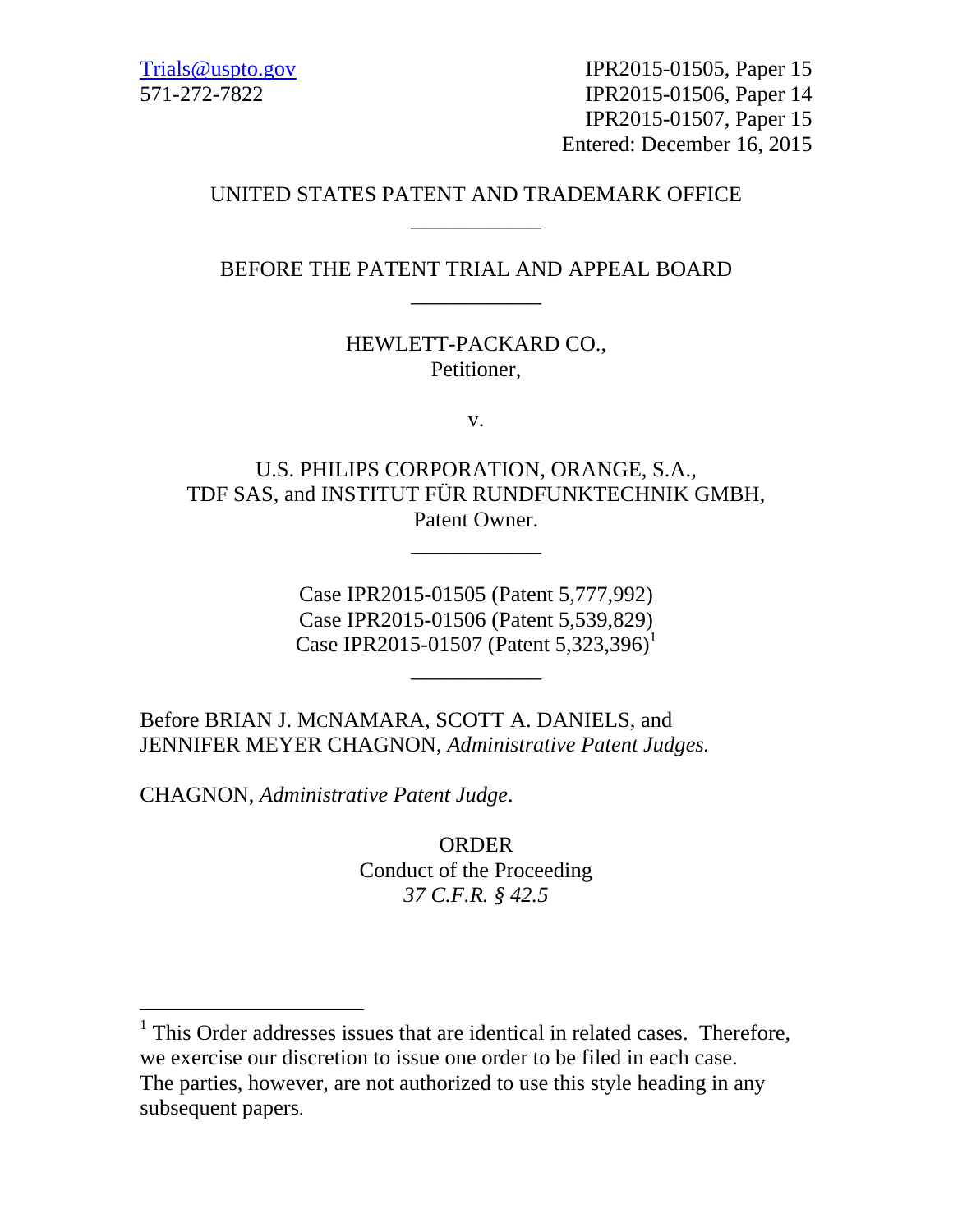Trials@uspto.gov
571-272-7822

IPR2015-01505, Paper 15
IPR2015-01506, Paper 14
IPR2015-01507, Paper 15
Entered: December 16, 2015

UNITED STATES PATENT AND TRADEMARK OFFICE

____________

BEFORE THE PATENT TRIAL AND APPEAL BOARD

____________

HEWLETT-PACKARD CO.,
Petitioner,

v.

U.S. PHILIPS CORPORATION, ORANGE, S.A.,
TDF SAS, and INSTITUT FÜR RUNDFUNKTECHNIK GMBH,
Patent Owner.

____________

Case IPR2015-01505 (Patent 5,777,992)
Case IPR2015-01506 (Patent 5,539,829)
Case IPR2015-01507 (Patent 5,323,396)[1]

____________

Before BRIAN J. MCNAMARA, SCOTT A. DANIELS, and
JENNIFER MEYER CHAGNON, *Administrative Patent Judges.*

CHAGNON, *Administrative Patent Judge*.

ORDER
Conduct of the Proceeding
*37 C.F.R. § 42.5*

---

[1] This Order addresses issues that are identical in related cases. Therefore, we exercise our discretion to issue one order to be filed in each case. The parties, however, are not authorized to use this style heading in any subsequent papers.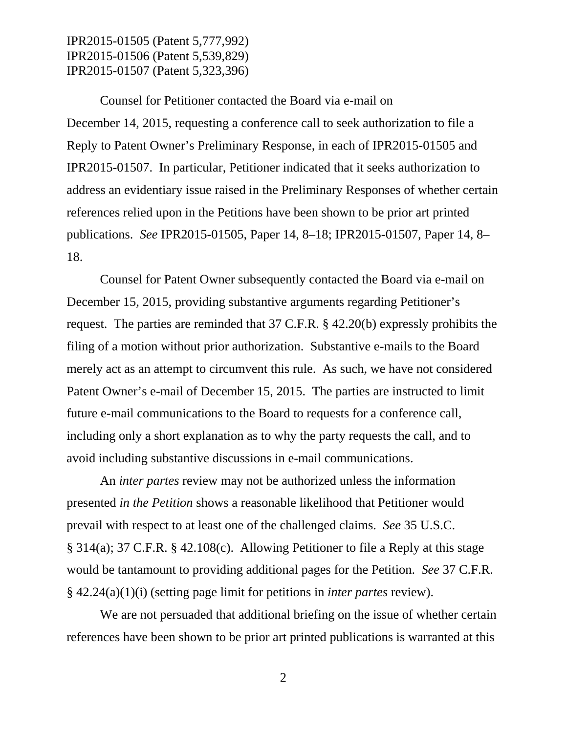Counsel for Petitioner contacted the Board via e-mail on December 14, 2015, requesting a conference call to seek authorization to file a Reply to Patent Owner's Preliminary Response, in each of IPR2015-01505 and IPR2015-01507. In particular, Petitioner indicated that it seeks authorization to address an evidentiary issue raised in the Preliminary Responses of whether certain references relied upon in the Petitions have been shown to be prior art printed publications. *See* IPR2015-01505, Paper 14, 8–18; IPR2015-01507, Paper 14, 8–18.

Counsel for Patent Owner subsequently contacted the Board via e-mail on December 15, 2015, providing substantive arguments regarding Petitioner's request. The parties are reminded that 37 C.F.R. § 42.20(b) expressly prohibits the filing of a motion without prior authorization. Substantive e-mails to the Board merely act as an attempt to circumvent this rule. As such, we have not considered Patent Owner's e-mail of December 15, 2015. The parties are instructed to limit future e-mail communications to the Board to requests for a conference call, including only a short explanation as to why the party requests the call, and to avoid including substantive discussions in e-mail communications.

An *inter partes* review may not be authorized unless the information presented *in the Petition* shows a reasonable likelihood that Petitioner would prevail with respect to at least one of the challenged claims. *See* 35 U.S.C. § 314(a); 37 C.F.R. § 42.108(c). Allowing Petitioner to file a Reply at this stage would be tantamount to providing additional pages for the Petition. *See* 37 C.F.R. § 42.24(a)(1)(i) (setting page limit for petitions in *inter partes* review).

We are not persuaded that additional briefing on the issue of whether certain references have been shown to be prior art printed publications is warranted at this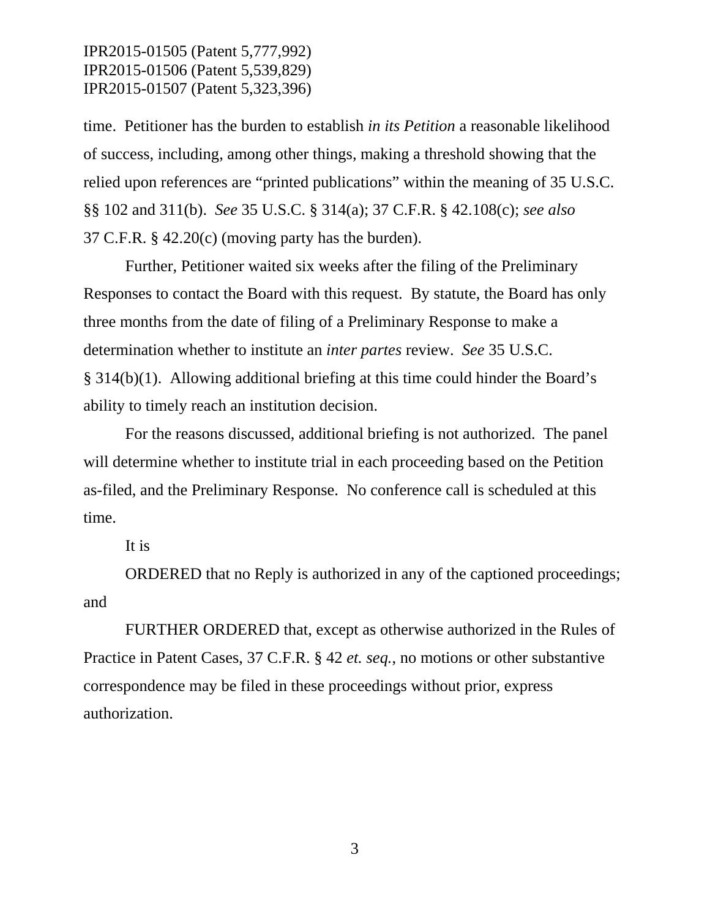time. Petitioner has the burden to establish *in its Petition* a reasonable likelihood of success, including, among other things, making a threshold showing that the relied upon references are "printed publications" within the meaning of 35 U.S.C. §§ 102 and 311(b). *See* 35 U.S.C. § 314(a); 37 C.F.R. § 42.108(c); *see also* 37 C.F.R. § 42.20(c) (moving party has the burden).

Further, Petitioner waited six weeks after the filing of the Preliminary Responses to contact the Board with this request. By statute, the Board has only three months from the date of filing of a Preliminary Response to make a determination whether to institute an *inter partes* review. *See* 35 U.S.C. § 314(b)(1). Allowing additional briefing at this time could hinder the Board's ability to timely reach an institution decision.

For the reasons discussed, additional briefing is not authorized. The panel will determine whether to institute trial in each proceeding based on the Petition as-filed, and the Preliminary Response. No conference call is scheduled at this time.

It is

ORDERED that no Reply is authorized in any of the captioned proceedings; and

FURTHER ORDERED that, except as otherwise authorized in the Rules of Practice in Patent Cases, 37 C.F.R. § 42 *et. seq.*, no motions or other substantive correspondence may be filed in these proceedings without prior, express authorization.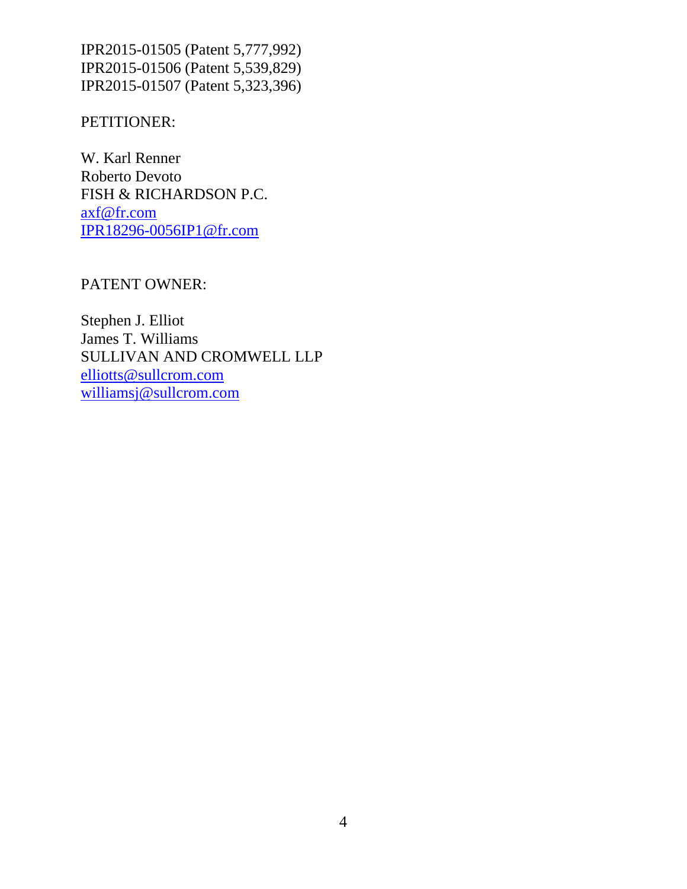IPR2015-01505 (Patent 5,777,992)
IPR2015-01506 (Patent 5,539,829)
IPR2015-01507 (Patent 5,323,396)

PETITIONER:

W. Karl Renner
Roberto Devoto
FISH & RICHARDSON P.C.
axf@fr.com
IPR18296-0056IP1@fr.com

PATENT OWNER:

Stephen J. Elliot
James T. Williams
SULLIVAN AND CROMWELL LLP
elliotts@sullcrom.com
williamsj@sullcrom.com